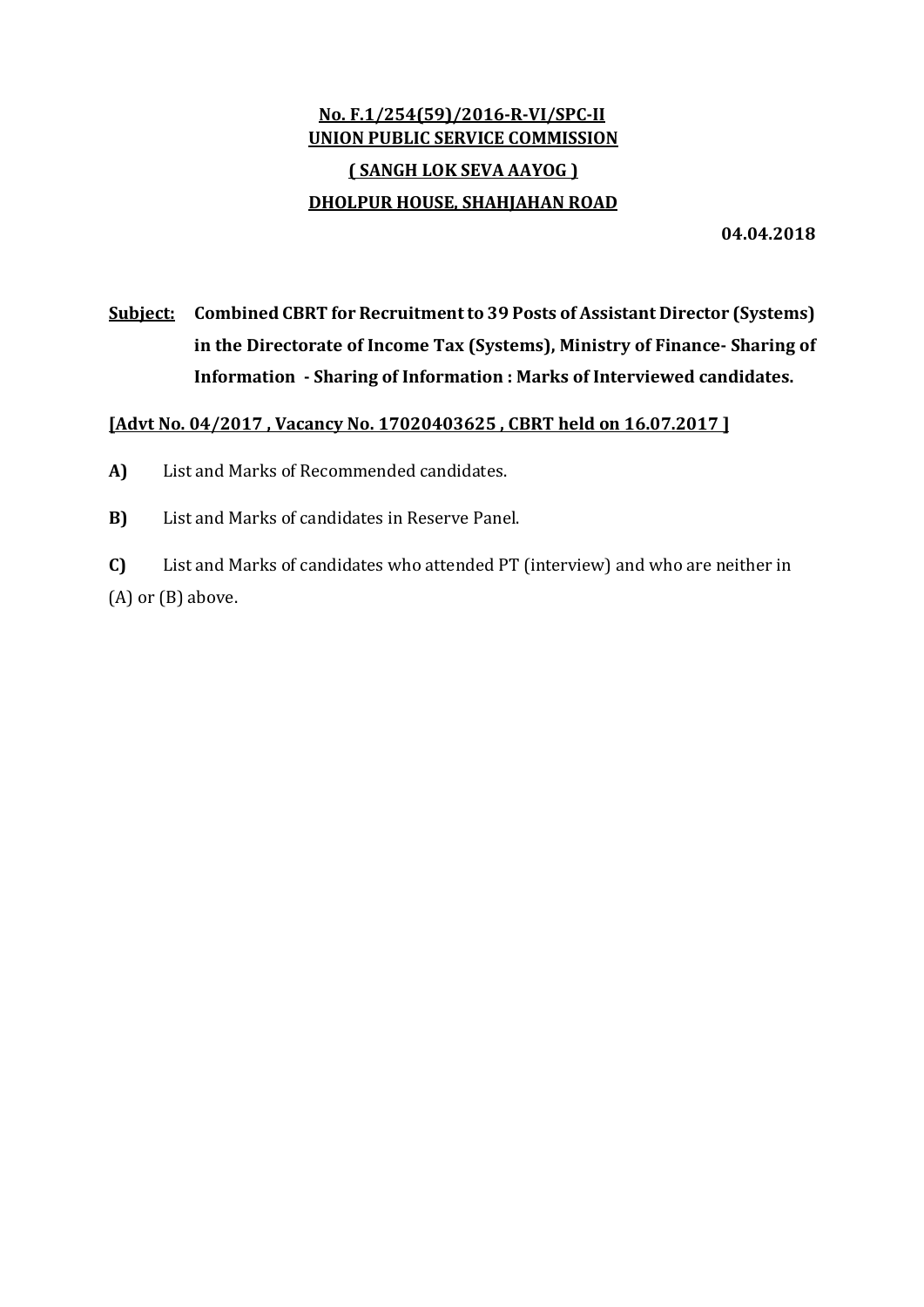**No. F.1/254(59)/2016-R-VI/SPC-II**
**UNION PUBLIC SERVICE COMMISSION**
**( SANGH LOK SEVA AAYOG )**
**DHOLPUR HOUSE, SHAHJAHAN ROAD**

**04.04.2018**

**Subject: Combined CBRT for Recruitment to 39 Posts of Assistant Director (Systems) in the Directorate of Income Tax (Systems), Ministry of Finance- Sharing of Information - Sharing of Information : Marks of Interviewed candidates.**

**[Advt No. 04/2017 , Vacancy No. 17020403625 , CBRT held on 16.07.2017 ]**

**A)** List and Marks of Recommended candidates.

**B)** List and Marks of candidates in Reserve Panel.

**C)** List and Marks of candidates who attended PT (interview) and who are neither in (A) or (B) above.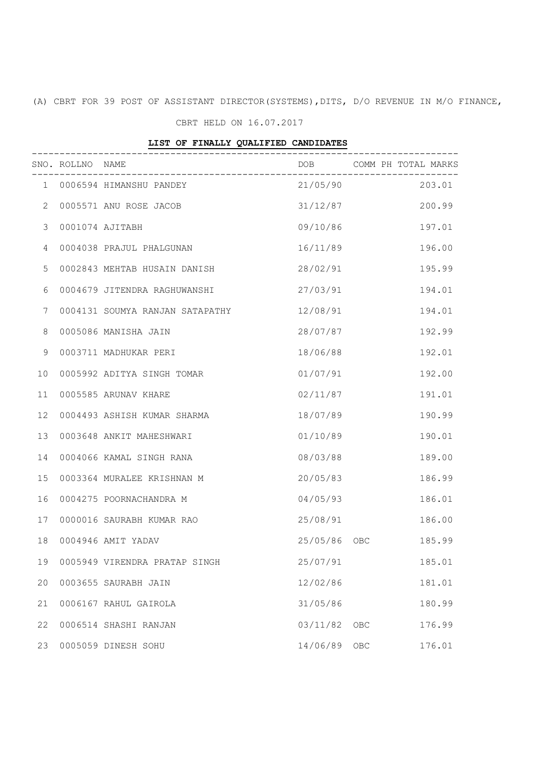(A) CBRT FOR 39 POST OF ASSISTANT DIRECTOR(SYSTEMS),DITS, D/O REVENUE IN M/O FINANCE,

CBRT HELD ON 16.07.2017

**LIST OF FINALLY QUALIFIED CANDIDATES**

| SNO. | ROLLNO | NAME | DOB | COMM | PH | TOTAL MARKS |
|---|---|---|---|---|---|---|
| 1 | 0006594 | HIMANSHU PANDEY | 21/05/90 | | | 203.01 |
| 2 | 0005571 | ANU ROSE JACOB | 31/12/87 | | | 200.99 |
| 3 | 0001074 | AJITABH | 09/10/86 | | | 197.01 |
| 4 | 0004038 | PRAJUL PHALGUNAN | 16/11/89 | | | 196.00 |
| 5 | 0002843 | MEHTAB HUSAIN DANISH | 28/02/91 | | | 195.99 |
| 6 | 0004679 | JITENDRA RAGHUWANSHI | 27/03/91 | | | 194.01 |
| 7 | 0004131 | SOUMYA RANJAN SATAPATHY | 12/08/91 | | | 194.01 |
| 8 | 0005086 | MANISHA JAIN | 28/07/87 | | | 192.99 |
| 9 | 0003711 | MADHUKAR PERI | 18/06/88 | | | 192.01 |
| 10 | 0005992 | ADITYA SINGH TOMAR | 01/07/91 | | | 192.00 |
| 11 | 0005585 | ARUNAV KHARE | 02/11/87 | | | 191.01 |
| 12 | 0004493 | ASHISH KUMAR SHARMA | 18/07/89 | | | 190.99 |
| 13 | 0003648 | ANKIT MAHESHWARI | 01/10/89 | | | 190.01 |
| 14 | 0004066 | KAMAL SINGH RANA | 08/03/88 | | | 189.00 |
| 15 | 0003364 | MURALEE KRISHNAN M | 20/05/83 | | | 186.99 |
| 16 | 0004275 | POORNACHANDRA M | 04/05/93 | | | 186.01 |
| 17 | 0000016 | SAURABH KUMAR RAO | 25/08/91 | | | 186.00 |
| 18 | 0004946 | AMIT YADAV | 25/05/86 | OBC | | 185.99 |
| 19 | 0005949 | VIRENDRA PRATAP SINGH | 25/07/91 | | | 185.01 |
| 20 | 0003655 | SAURABH JAIN | 12/02/86 | | | 181.01 |
| 21 | 0006167 | RAHUL GAIROLA | 31/05/86 | | | 180.99 |
| 22 | 0006514 | SHASHI RANJAN | 03/11/82 | OBC | | 176.99 |
| 23 | 0005059 | DINESH SOHU | 14/06/89 | OBC | | 176.01 |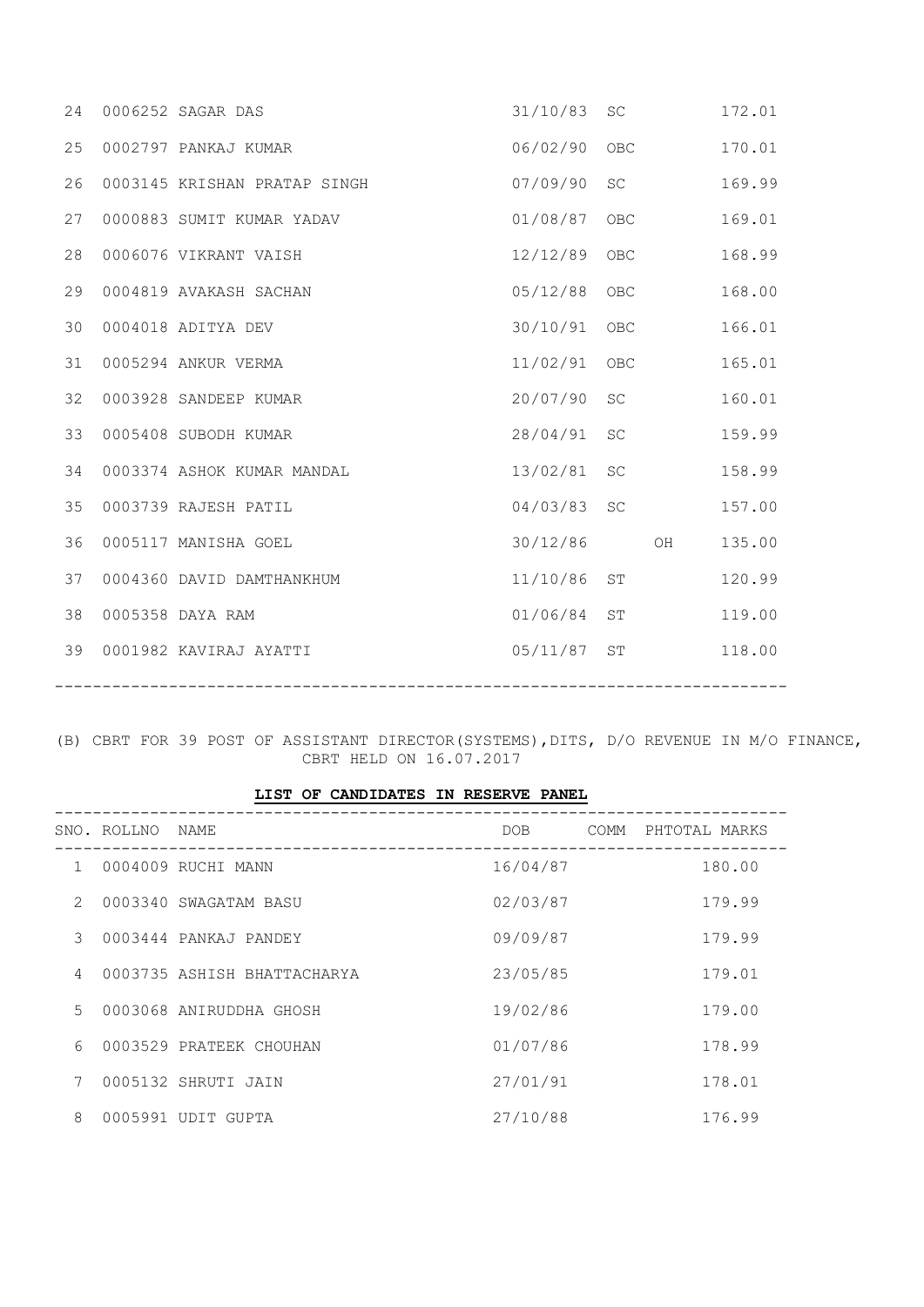| SNO. | ROLLNO | NAME | DOB | COMM | PH | TOTAL MARKS |
|---|---|---|---|---|---|---|
| 24 | 0006252 | SAGAR DAS | 31/10/83 | SC | | 172.01 |
| 25 | 0002797 | PANKAJ KUMAR | 06/02/90 | OBC | | 170.01 |
| 26 | 0003145 | KRISHAN PRATAP SINGH | 07/09/90 | SC | | 169.99 |
| 27 | 0000883 | SUMIT KUMAR YADAV | 01/08/87 | OBC | | 169.01 |
| 28 | 0006076 | VIKRANT VAISH | 12/12/89 | OBC | | 168.99 |
| 29 | 0004819 | AVAKASH SACHAN | 05/12/88 | OBC | | 168.00 |
| 30 | 0004018 | ADITYA DEV | 30/10/91 | OBC | | 166.01 |
| 31 | 0005294 | ANKUR VERMA | 11/02/91 | OBC | | 165.01 |
| 32 | 0003928 | SANDEEP KUMAR | 20/07/90 | SC | | 160.01 |
| 33 | 0005408 | SUBODH KUMAR | 28/04/91 | SC | | 159.99 |
| 34 | 0003374 | ASHOK KUMAR MANDAL | 13/02/81 | SC | | 158.99 |
| 35 | 0003739 | RAJESH PATIL | 04/03/83 | SC | | 157.00 |
| 36 | 0005117 | MANISHA GOEL | 30/12/86 | | OH | 135.00 |
| 37 | 0004360 | DAVID DAMTHANKHUM | 11/10/86 | ST | | 120.99 |
| 38 | 0005358 | DAYA RAM | 01/06/84 | ST | | 119.00 |
| 39 | 0001982 | KAVIRAJ AYATTI | 05/11/87 | ST | | 118.00 |

(B) CBRT FOR 39 POST OF ASSISTANT DIRECTOR(SYSTEMS),DITS, D/O REVENUE IN M/O FINANCE, CBRT HELD ON 16.07.2017

**LIST OF CANDIDATES IN RESERVE PANEL**

| SNO. | ROLLNO | NAME | DOB | COMM | PH | TOTAL MARKS |
|---|---|---|---|---|---|---|
| 1 | 0004009 | RUCHI MANN | 16/04/87 | | | 180.00 |
| 2 | 0003340 | SWAGATAM BASU | 02/03/87 | | | 179.99 |
| 3 | 0003444 | PANKAJ PANDEY | 09/09/87 | | | 179.99 |
| 4 | 0003735 | ASHISH BHATTACHARYA | 23/05/85 | | | 179.01 |
| 5 | 0003068 | ANIRUDDHA GHOSH | 19/02/86 | | | 179.00 |
| 6 | 0003529 | PRATEEK CHOUHAN | 01/07/86 | | | 178.99 |
| 7 | 0005132 | SHRUTI JAIN | 27/01/91 | | | 178.01 |
| 8 | 0005991 | UDIT GUPTA | 27/10/88 | | | 176.99 |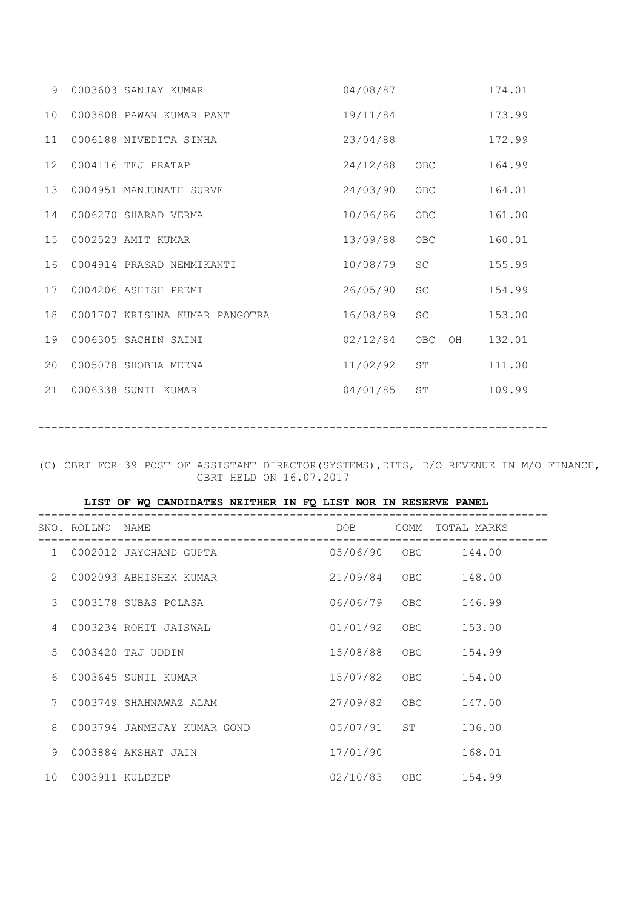| | | | | | |
|---|---|---|---|---|---|
| 9 | 0003603 | SANJAY KUMAR | 04/08/87 | | 174.01 |
| 10 | 0003808 | PAWAN KUMAR PANT | 19/11/84 | | 173.99 |
| 11 | 0006188 | NIVEDITA SINHA | 23/04/88 | | 172.99 |
| 12 | 0004116 | TEJ PRATAP | 24/12/88 | OBC | 164.99 |
| 13 | 0004951 | MANJUNATH SURVE | 24/03/90 | OBC | 164.01 |
| 14 | 0006270 | SHARAD VERMA | 10/06/86 | OBC | 161.00 |
| 15 | 0002523 | AMIT KUMAR | 13/09/88 | OBC | 160.01 |
| 16 | 0004914 | PRASAD NEMMIKANTI | 10/08/79 | SC | 155.99 |
| 17 | 0004206 | ASHISH PREMI | 26/05/90 | SC | 154.99 |
| 18 | 0001707 | KRISHNA KUMAR PANGOTRA | 16/08/89 | SC | 153.00 |
| 19 | 0006305 | SACHIN SAINI | 02/12/84 | OBC OH | 132.01 |
| 20 | 0005078 | SHOBHA MEENA | 11/02/92 | ST | 111.00 |
| 21 | 0006338 | SUNIL KUMAR | 04/01/85 | ST | 109.99 |

---

(C) CBRT FOR 39 POST OF ASSISTANT DIRECTOR(SYSTEMS),DITS, D/O REVENUE IN M/O FINANCE, CBRT HELD ON 16.07.2017

**LIST OF WQ CANDIDATES NEITHER IN FQ LIST NOR IN RESERVE PANEL**

| SNO. | ROLLNO | NAME | DOB | COMM | TOTAL MARKS |
|---|---|---|---|---|---|
| 1 | 0002012 | JAYCHAND GUPTA | 05/06/90 | OBC | 144.00 |
| 2 | 0002093 | ABHISHEK KUMAR | 21/09/84 | OBC | 148.00 |
| 3 | 0003178 | SUBAS POLASA | 06/06/79 | OBC | 146.99 |
| 4 | 0003234 | ROHIT JAISWAL | 01/01/92 | OBC | 153.00 |
| 5 | 0003420 | TAJ UDDIN | 15/08/88 | OBC | 154.99 |
| 6 | 0003645 | SUNIL KUMAR | 15/07/82 | OBC | 154.00 |
| 7 | 0003749 | SHAHNAWAZ ALAM | 27/09/82 | OBC | 147.00 |
| 8 | 0003794 | JANMEJAY KUMAR GOND | 05/07/91 | ST | 106.00 |
| 9 | 0003884 | AKSHAT JAIN | 17/01/90 | | 168.01 |
| 10 | 0003911 | KULDEEP | 02/10/83 | OBC | 154.99 |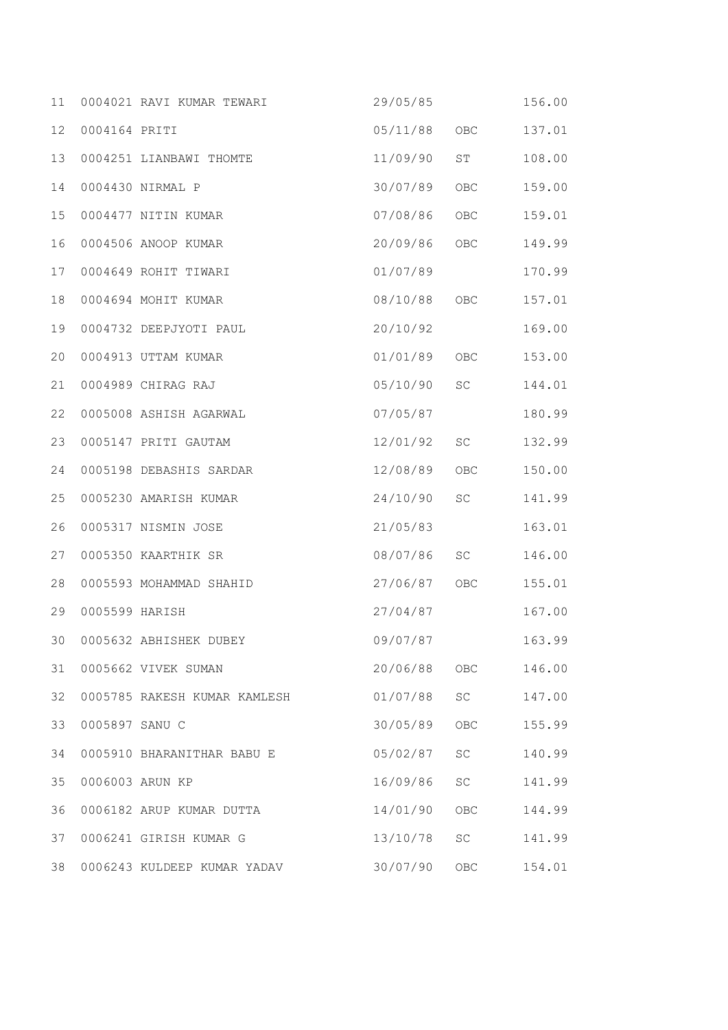| | | | | | |
|---|---|---|---|---|---|
| 11 | 0004021 | RAVI KUMAR TEWARI | 29/05/85 | | 156.00 |
| 12 | 0004164 | PRITI | 05/11/88 | OBC | 137.01 |
| 13 | 0004251 | LIANBAWI THOMTE | 11/09/90 | ST | 108.00 |
| 14 | 0004430 | NIRMAL P | 30/07/89 | OBC | 159.00 |
| 15 | 0004477 | NITIN KUMAR | 07/08/86 | OBC | 159.01 |
| 16 | 0004506 | ANOOP KUMAR | 20/09/86 | OBC | 149.99 |
| 17 | 0004649 | ROHIT TIWARI | 01/07/89 | | 170.99 |
| 18 | 0004694 | MOHIT KUMAR | 08/10/88 | OBC | 157.01 |
| 19 | 0004732 | DEEPJYOTI PAUL | 20/10/92 | | 169.00 |
| 20 | 0004913 | UTTAM KUMAR | 01/01/89 | OBC | 153.00 |
| 21 | 0004989 | CHIRAG RAJ | 05/10/90 | SC | 144.01 |
| 22 | 0005008 | ASHISH AGARWAL | 07/05/87 | | 180.99 |
| 23 | 0005147 | PRITI GAUTAM | 12/01/92 | SC | 132.99 |
| 24 | 0005198 | DEBASHIS SARDAR | 12/08/89 | OBC | 150.00 |
| 25 | 0005230 | AMARISH KUMAR | 24/10/90 | SC | 141.99 |
| 26 | 0005317 | NISMIN JOSE | 21/05/83 | | 163.01 |
| 27 | 0005350 | KAARTHIK SR | 08/07/86 | SC | 146.00 |
| 28 | 0005593 | MOHAMMAD SHAHID | 27/06/87 | OBC | 155.01 |
| 29 | 0005599 | HARISH | 27/04/87 | | 167.00 |
| 30 | 0005632 | ABHISHEK DUBEY | 09/07/87 | | 163.99 |
| 31 | 0005662 | VIVEK SUMAN | 20/06/88 | OBC | 146.00 |
| 32 | 0005785 | RAKESH KUMAR KAMLESH | 01/07/88 | SC | 147.00 |
| 33 | 0005897 | SANU C | 30/05/89 | OBC | 155.99 |
| 34 | 0005910 | BHARANITHAR BABU E | 05/02/87 | SC | 140.99 |
| 35 | 0006003 | ARUN KP | 16/09/86 | SC | 141.99 |
| 36 | 0006182 | ARUP KUMAR DUTTA | 14/01/90 | OBC | 144.99 |
| 37 | 0006241 | GIRISH KUMAR G | 13/10/78 | SC | 141.99 |
| 38 | 0006243 | KULDEEP KUMAR YADAV | 30/07/90 | OBC | 154.01 |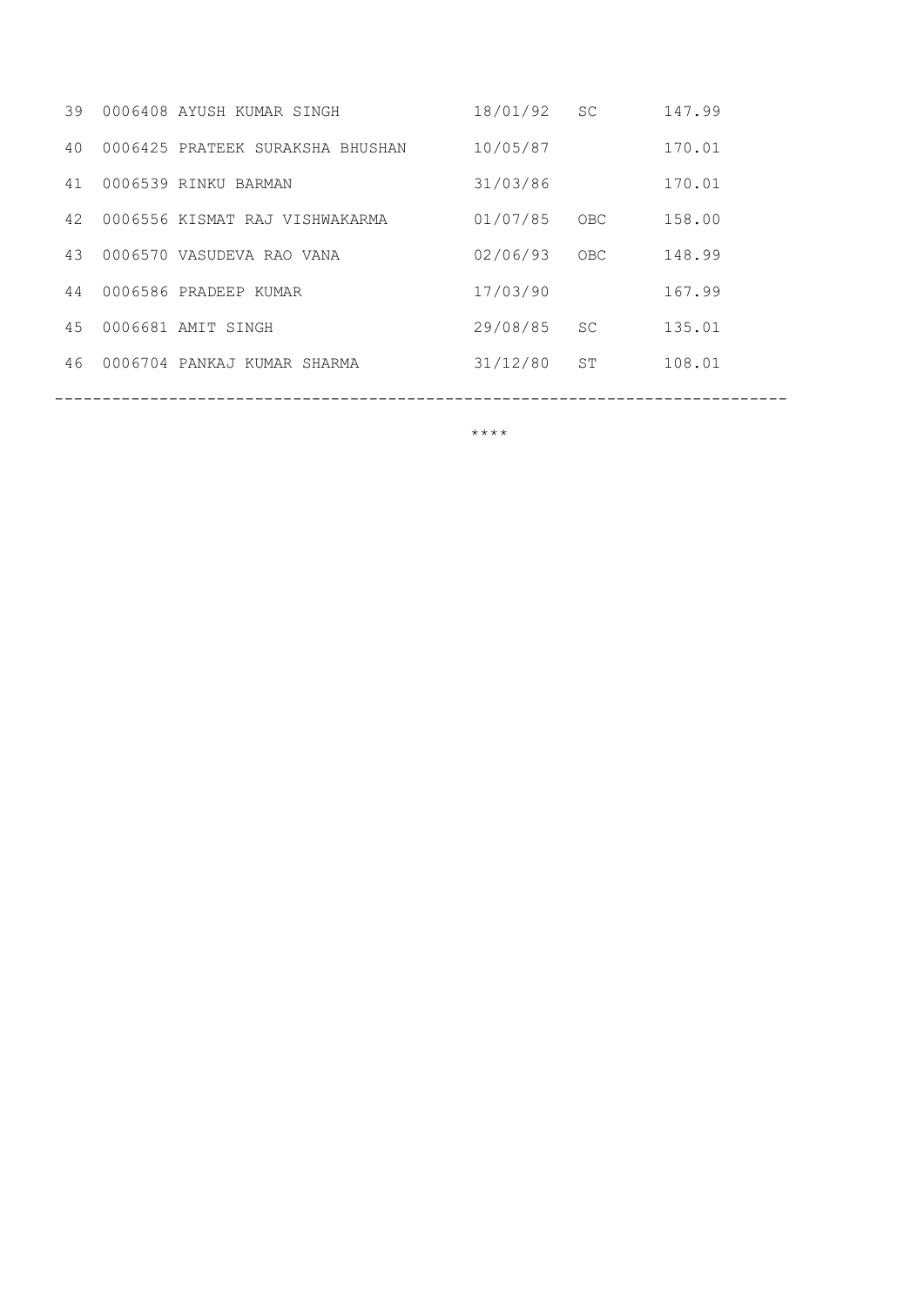| | | | | | |
|---|---|---|---|---|---|
| 39 | 0006408 | AYUSH KUMAR SINGH | 18/01/92 | SC | 147.99 |
| 40 | 0006425 | PRATEEK SURAKSHA BHUSHAN | 10/05/87 | | 170.01 |
| 41 | 0006539 | RINKU BARMAN | 31/03/86 | | 170.01 |
| 42 | 0006556 | KISMAT RAJ VISHWAKARMA | 01/07/85 | OBC | 158.00 |
| 43 | 0006570 | VASUDEVA RAO VANA | 02/06/93 | OBC | 148.99 |
| 44 | 0006586 | PRADEEP KUMAR | 17/03/90 | | 167.99 |
| 45 | 0006681 | AMIT SINGH | 29/08/85 | SC | 135.01 |
| 46 | 0006704 | PANKAJ KUMAR SHARMA | 31/12/80 | ST | 108.01 |

****